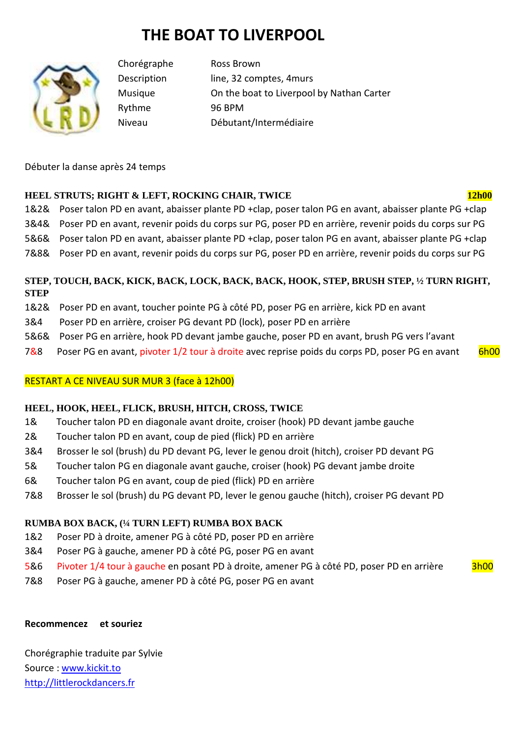# THE BOAT TO LIVERPOOL

| | |
|---|---|
| Chorégraphe | Ross Brown |
| Description | line, 32 comptes, 4murs |
| Musique | On the boat to Liverpool by Nathan Carter |
| Rythme | 96 BPM |
| Niveau | Débutant/Intermédiaire |

Débuter la danse après 24 temps

**HEEL STRUTS; RIGHT & LEFT, ROCKING CHAIR, TWICE** **12h00**

1&2& Poser talon PD en avant, abaisser plante PD +clap, poser talon PG en avant, abaisser plante PG +clap
3&4& Poser PD en avant, revenir poids du corps sur PG, poser PD en arrière, revenir poids du corps sur PG
5&6& Poser talon PD en avant, abaisser plante PD +clap, poser talon PG en avant, abaisser plante PG +clap
7&8& Poser PD en avant, revenir poids du corps sur PG, poser PD en arrière, revenir poids du corps sur PG

**STEP, TOUCH, BACK, KICK, BACK, LOCK, BACK, BACK, HOOK, STEP, BRUSH STEP, ½ TURN RIGHT, STEP**

1&2& Poser PD en avant, toucher pointe PG à côté PD, poser PG en arrière, kick PD en avant
3&4 Poser PD en arrière, croiser PG devant PD (lock), poser PD en arrière
5&6& Poser PG en arrière, hook PD devant jambe gauche, poser PD en avant, brush PG vers l'avant
7&8 Poser PG en avant, pivoter 1/2 tour à droite avec reprise poids du corps PD, poser PG en avant 6h00

RESTART A CE NIVEAU SUR MUR 3 (face à 12h00)

**HEEL, HOOK, HEEL, FLICK, BRUSH, HITCH, CROSS, TWICE**

1& Toucher talon PD en diagonale avant droite, croiser (hook) PD devant jambe gauche
2& Toucher talon PD en avant, coup de pied (flick) PD en arrière
3&4 Brosser le sol (brush) du PD devant PG, lever le genou droit (hitch), croiser PD devant PG
5& Toucher talon PG en diagonale avant gauche, croiser (hook) PG devant jambe droite
6& Toucher talon PG en avant, coup de pied (flick) PD en arrière
7&8 Brosser le sol (brush) du PG devant PD, lever le genou gauche (hitch), croiser PG devant PD

**RUMBA BOX BACK, (¼ TURN LEFT) RUMBA BOX BACK**

1&2 Poser PD à droite, amener PG à côté PD, poser PD en arrière
3&4 Poser PG à gauche, amener PD à côté PG, poser PG en avant
5&6 Pivoter 1/4 tour à gauche en posant PD à droite, amener PG à côté PD, poser PD en arrière 3h00
7&8 Poser PG à gauche, amener PD à côté PG, poser PG en avant

**Recommencez et souriez**

Chorégraphie traduite par Sylvie
Source : www.kickit.to
http://littlerockdancers.fr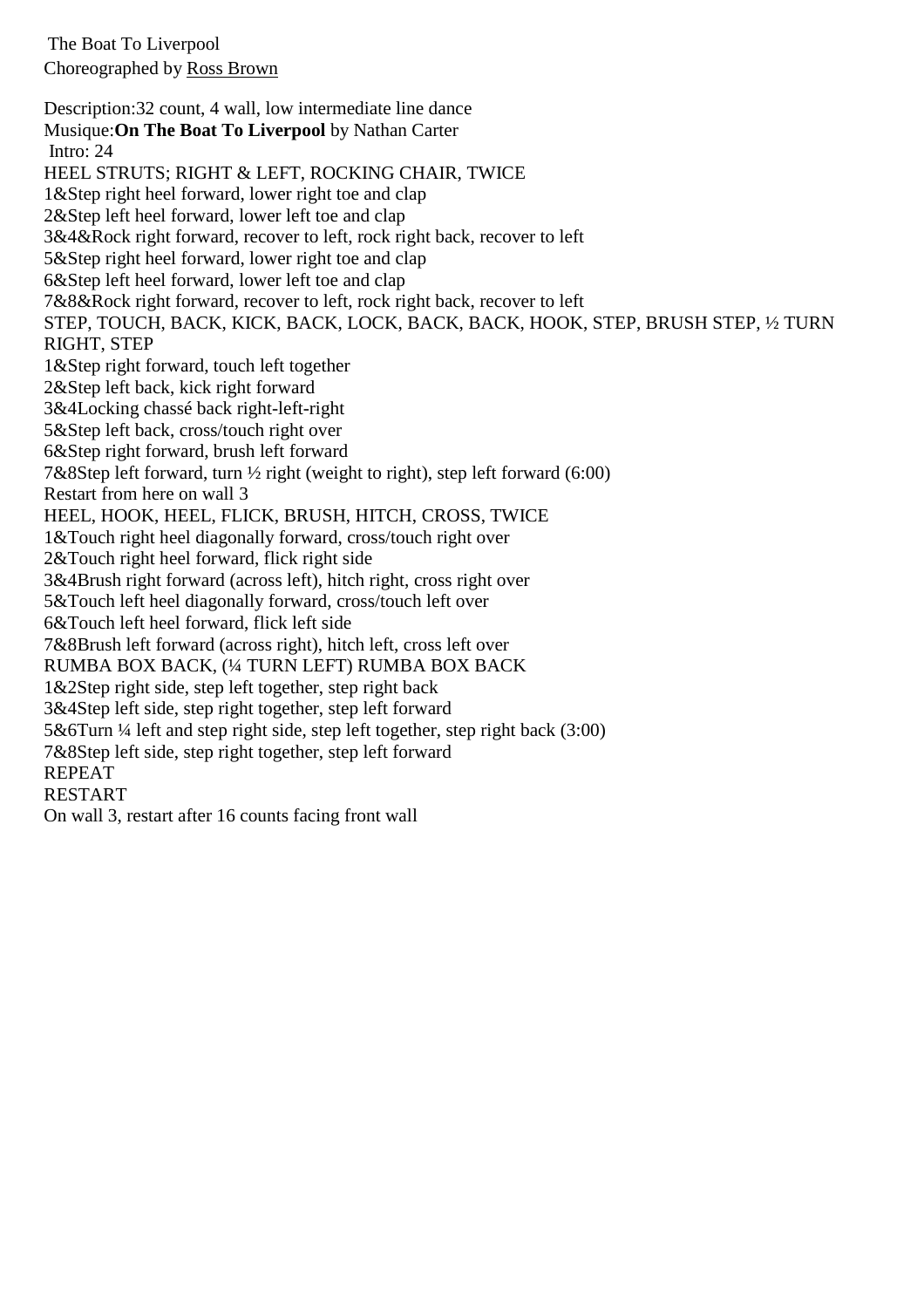The Boat To Liverpool
Choreographed by Ross Brown

Description:32 count, 4 wall, low intermediate line dance
Musique:**On The Boat To Liverpool** by Nathan Carter
Intro: 24

HEEL STRUTS; RIGHT & LEFT, ROCKING CHAIR, TWICE
1&Step right heel forward, lower right toe and clap
2&Step left heel forward, lower left toe and clap
3&4&Rock right forward, recover to left, rock right back, recover to left
5&Step right heel forward, lower right toe and clap
6&Step left heel forward, lower left toe and clap
7&8&Rock right forward, recover to left, rock right back, recover to left

STEP, TOUCH, BACK, KICK, BACK, LOCK, BACK, BACK, HOOK, STEP, BRUSH STEP, ½ TURN RIGHT, STEP
1&Step right forward, touch left together
2&Step left back, kick right forward
3&4Locking chassé back right-left-right
5&Step left back, cross/touch right over
6&Step right forward, brush left forward
7&8Step left forward, turn ½ right (weight to right), step left forward (6:00)
Restart from here on wall 3

HEEL, HOOK, HEEL, FLICK, BRUSH, HITCH, CROSS, TWICE
1&Touch right heel diagonally forward, cross/touch right over
2&Touch right heel forward, flick right side
3&4Brush right forward (across left), hitch right, cross right over
5&Touch left heel diagonally forward, cross/touch left over
6&Touch left heel forward, flick left side
7&8Brush left forward (across right), hitch left, cross left over

RUMBA BOX BACK, (¼ TURN LEFT) RUMBA BOX BACK
1&2Step right side, step left together, step right back
3&4Step left side, step right together, step left forward
5&6Turn ¼ left and step right side, step left together, step right back (3:00)
7&8Step left side, step right together, step left forward

REPEAT

RESTART
On wall 3, restart after 16 counts facing front wall